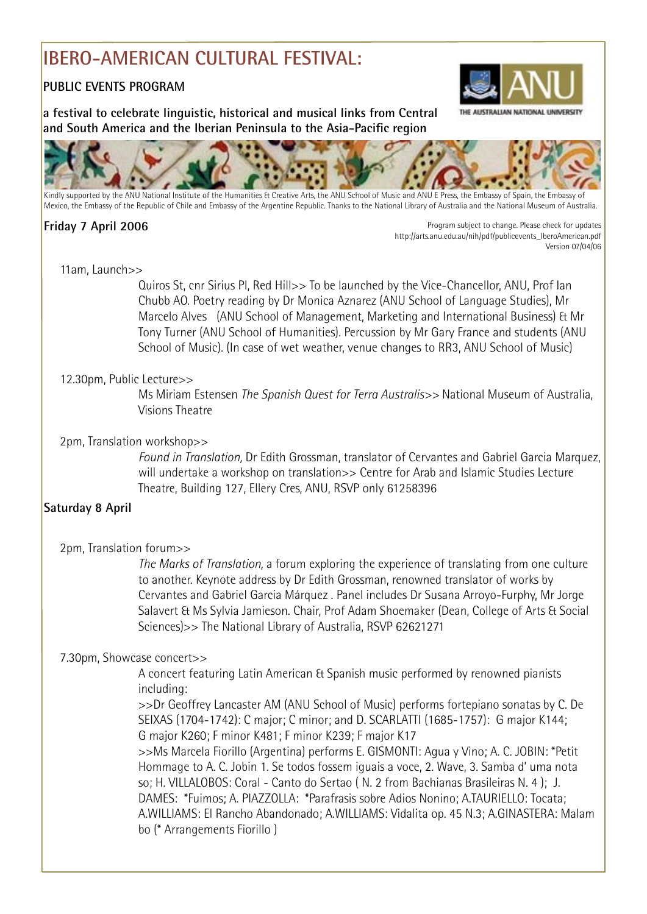# IBERO-AMERICAN CULTURAL FESTIVAL:

## PUBLIC EVENTS PROGRAM

**a festival to celebrate linguistic, historical and musical links from Central and South America and the Iberian Peninsula to the Asia-Pacific region**

Kindly supported by the ANU National Institute of the Humanities & Creative Arts, the ANU School of Music and ANU E Press, the Embassy of Spain, the Embassy of Mexico, the Embassy of the Republic of Chile and Embassy of the Argentine Republic. Thanks to the National Library of Australia and the National Museum of Australia.

Program subject to change. Please check for updates
http://arts.anu.edu.au/nih/pdf/publicevents_IberoAmerican.pdf
Version 07/04/06

### Friday 7 April 2006

11am, Launch>>

Quiros St, cnr Sirius Pl, Red Hill>> To be launched by the Vice-Chancellor, ANU, Prof Ian Chubb AO. Poetry reading by Dr Monica Aznarez (ANU School of Language Studies), Mr Marcelo Alves (ANU School of Management, Marketing and International Business) & Mr Tony Turner (ANU School of Humanities). Percussion by Mr Gary France and students (ANU School of Music). (In case of wet weather, venue changes to RR3, ANU School of Music)

12.30pm, Public Lecture>>

Ms Miriam Estensen *The Spanish Quest for Terra Australis*>> National Museum of Australia, Visions Theatre

2pm, Translation workshop>>

*Found in Translation,* Dr Edith Grossman, translator of Cervantes and Gabriel Garcia Marquez, will undertake a workshop on translation>> Centre for Arab and Islamic Studies Lecture Theatre, Building 127, Ellery Cres, ANU, RSVP only 61258396

### Saturday 8 April

2pm, Translation forum>>

*The Marks of Translation,* a forum exploring the experience of translating from one culture to another. Keynote address by Dr Edith Grossman, renowned translator of works by Cervantes and Gabriel Garcia Márquez . Panel includes Dr Susana Arroyo-Furphy, Mr Jorge Salavert & Ms Sylvia Jamieson. Chair, Prof Adam Shoemaker (Dean, College of Arts & Social Sciences)>> The National Library of Australia, RSVP 62621271

7.30pm, Showcase concert>>

A concert featuring Latin American & Spanish music performed by renowned pianists including:

>>Dr Geoffrey Lancaster AM (ANU School of Music) performs fortepiano sonatas by C. De SEIXAS (1704-1742): C major; C minor; and D. SCARLATTI (1685-1757): G major K144; G major K260; F minor K481; F minor K239; F major K17

>>Ms Marcela Fiorillo (Argentina) performs E. GISMONTI: Agua y Vino; A. C. JOBIN: *Petit Hommage to A. C. Jobin 1. Se todos fossem iguais a voce, 2. Wave, 3. Samba d' uma nota so; H. VILLALOBOS: Coral - Canto do Sertao ( N. 2 from Bachianas Brasileiras N. 4 ); J. DAMES: *Fuimos; A. PIAZZOLLA: *Parafrasis sobre Adios Nonino; A.TAURIELLO: Tocata; A.WILLIAMS: El Rancho Abandonado; A.WILLIAMS: Vidalita op. 45 N.3; A.GINASTERA: Malam bo (* Arrangements Fiorillo )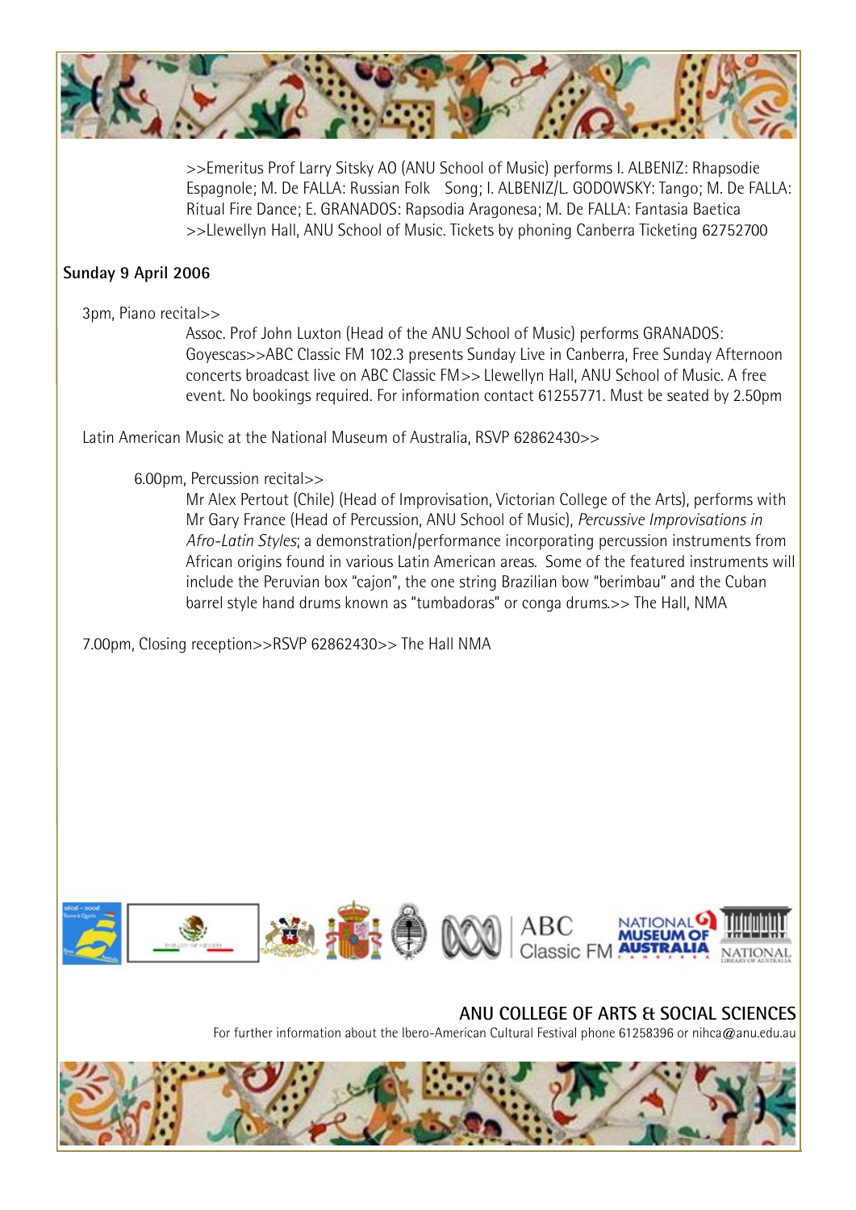>>Emeritus Prof Larry Sitsky AO (ANU School of Music) performs I. ALBENIZ: Rhapsodie Espagnole; M. De FALLA: Russian Folk Song; I. ALBENIZ/L. GODOWSKY: Tango; M. De FALLA: Ritual Fire Dance; E. GRANADOS: Rapsodia Aragonesa; M. De FALLA: Fantasia Baetica >>Llewellyn Hall, ANU School of Music. Tickets by phoning Canberra Ticketing 62752700

**Sunday 9 April 2006**

3pm, Piano recital>>

Assoc. Prof John Luxton (Head of the ANU School of Music) performs GRANADOS: Goyescas>>ABC Classic FM 102.3 presents Sunday Live in Canberra, Free Sunday Afternoon concerts broadcast live on ABC Classic FM>> Llewellyn Hall, ANU School of Music. A free event. No bookings required. For information contact 61255771. Must be seated by 2.50pm

Latin American Music at the National Museum of Australia, RSVP 62862430>>

6.00pm, Percussion recital>>

Mr Alex Pertout (Chile) (Head of Improvisation, Victorian College of the Arts), performs with Mr Gary France (Head of Percussion, ANU School of Music), *Percussive Improvisations in Afro-Latin Styles*; a demonstration/performance incorporating percussion instruments from African origins found in various Latin American areas. Some of the featured instruments will include the Peruvian box "cajon", the one string Brazilian bow "berimbau" and the Cuban barrel style hand drums known as "tumbadoras" or conga drums.>> The Hall, NMA

7.00pm, Closing reception>>RSVP 62862430>> The Hall NMA

**ANU COLLEGE OF ARTS & SOCIAL SCIENCES**

For further information about the Ibero-American Cultural Festival phone 61258396 or nihca@anu.edu.au